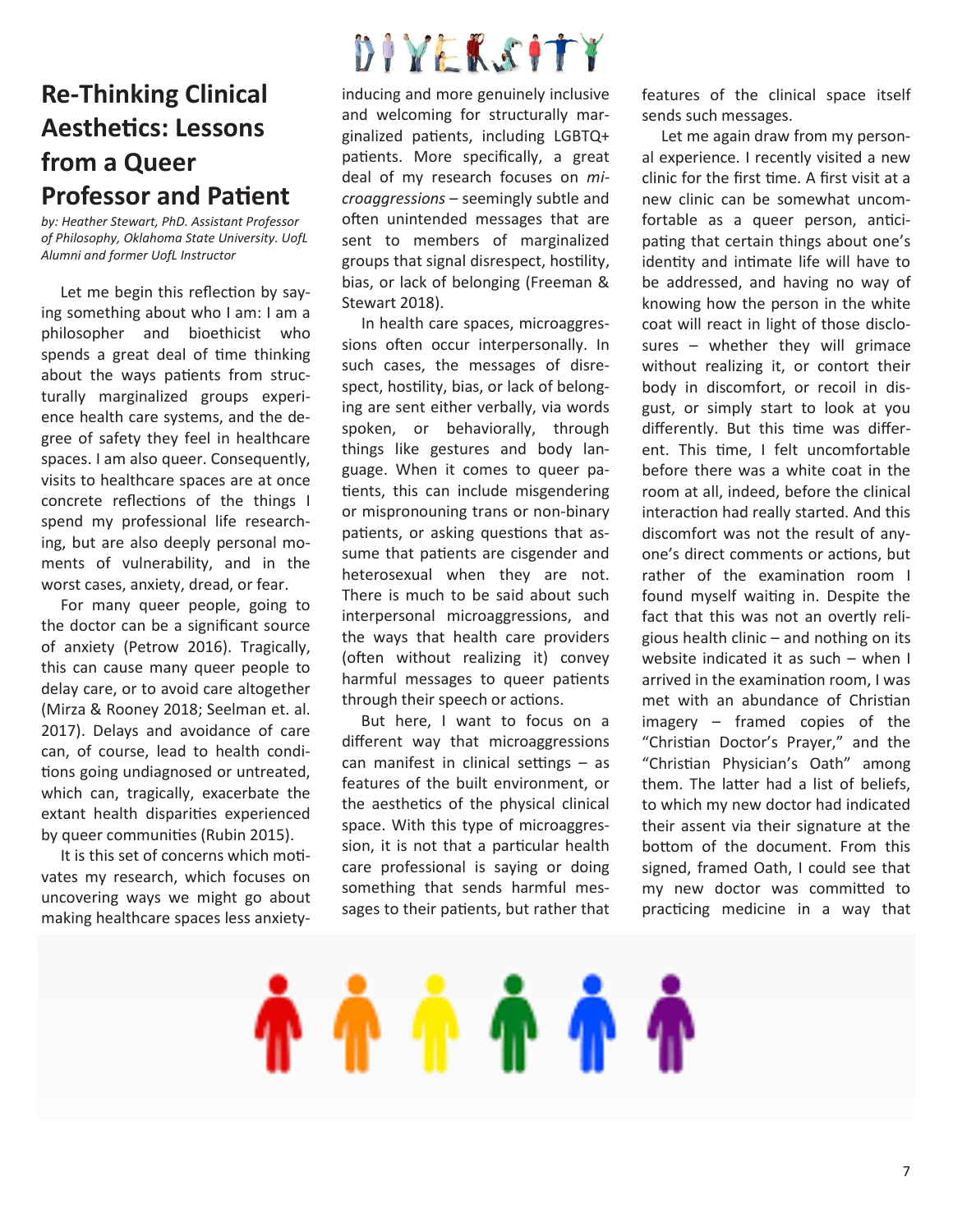# Re-Thinking Clinical Aesthetics: Lessons from a Queer Professor and Patient

*by: Heather Stewart, PhD. Assistant Professor of Philosophy, Oklahoma State University. UofL Alumni and former UofL Instructor*

Let me begin this reflection by saying something about who I am: I am a philosopher and bioethicist who spends a great deal of time thinking about the ways patients from structurally marginalized groups experience health care systems, and the degree of safety they feel in healthcare spaces. I am also queer. Consequently, visits to healthcare spaces are at once concrete reflections of the things I spend my professional life researching, but are also deeply personal moments of vulnerability, and in the worst cases, anxiety, dread, or fear.

For many queer people, going to the doctor can be a significant source of anxiety (Petrow 2016). Tragically, this can cause many queer people to delay care, or to avoid care altogether (Mirza & Rooney 2018; Seelman et. al. 2017). Delays and avoidance of care can, of course, lead to health conditions going undiagnosed or untreated, which can, tragically, exacerbate the extant health disparities experienced by queer communities (Rubin 2015).

It is this set of concerns which motivates my research, which focuses on uncovering ways we might go about making healthcare spaces less anxiety-inducing and more genuinely inclusive and welcoming for structurally marginalized patients, including LGBTQ+ patients. More specifically, a great deal of my research focuses on *microaggressions* – seemingly subtle and often unintended messages that are sent to members of marginalized groups that signal disrespect, hostility, bias, or lack of belonging (Freeman & Stewart 2018).

In health care spaces, microaggressions often occur interpersonally. In such cases, the messages of disrespect, hostility, bias, or lack of belonging are sent either verbally, via words spoken, or behaviorally, through things like gestures and body language. When it comes to queer patients, this can include misgendering or mispronouning trans or non-binary patients, or asking questions that assume that patients are cisgender and heterosexual when they are not. There is much to be said about such interpersonal microaggressions, and the ways that health care providers (often without realizing it) convey harmful messages to queer patients through their speech or actions.

But here, I want to focus on a different way that microaggressions can manifest in clinical settings – as features of the built environment, or the aesthetics of the physical clinical space. With this type of microaggression, it is not that a particular health care professional is saying or doing something that sends harmful messages to their patients, but rather that features of the clinical space itself sends such messages.

Let me again draw from my personal experience. I recently visited a new clinic for the first time. A first visit at a new clinic can be somewhat uncomfortable as a queer person, anticipating that certain things about one's identity and intimate life will have to be addressed, and having no way of knowing how the person in the white coat will react in light of those disclosures – whether they will grimace without realizing it, or contort their body in discomfort, or recoil in disgust, or simply start to look at you differently. But this time was different. This time, I felt uncomfortable before there was a white coat in the room at all, indeed, before the clinical interaction had really started. And this discomfort was not the result of anyone's direct comments or actions, but rather of the examination room I found myself waiting in. Despite the fact that this was not an overtly religious health clinic – and nothing on its website indicated it as such – when I arrived in the examination room, I was met with an abundance of Christian imagery – framed copies of the "Christian Doctor's Prayer," and the "Christian Physician's Oath" among them. The latter had a list of beliefs, to which my new doctor had indicated their assent via their signature at the bottom of the document. From this signed, framed Oath, I could see that my new doctor was committed to practicing medicine in a way that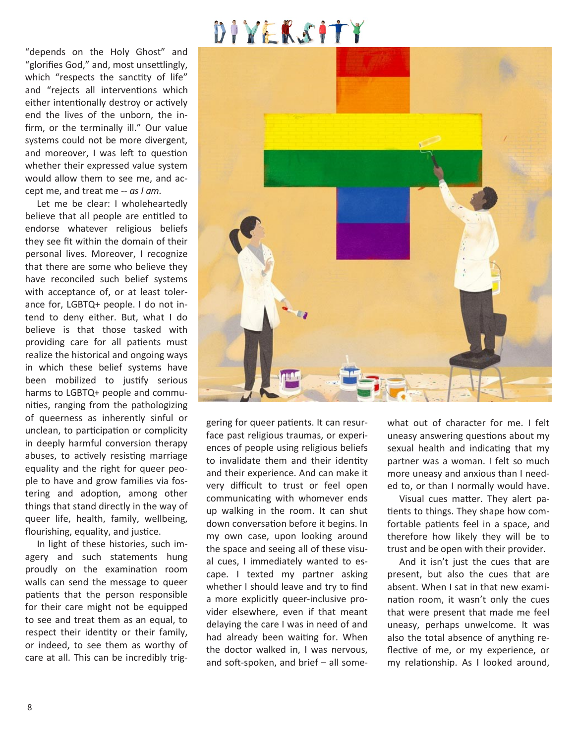"depends on the Holy Ghost" and "glorifies God," and, most unsettlingly, which "respects the sanctity of life" and "rejects all interventions which either intentionally destroy or actively end the lives of the unborn, the infirm, or the terminally ill." Our value systems could not be more divergent, and moreover, I was left to question whether their expressed value system would allow them to see me, and accept me, and treat me -- *as I am*.

Let me be clear: I wholeheartedly believe that all people are entitled to endorse whatever religious beliefs they see fit within the domain of their personal lives. Moreover, I recognize that there are some who believe they have reconciled such belief systems with acceptance of, or at least tolerance for, LGBTQ+ people. I do not intend to deny either. But, what I do believe is that those tasked with providing care for all patients must realize the historical and ongoing ways in which these belief systems have been mobilized to justify serious harms to LGBTQ+ people and communities, ranging from the pathologizing of queerness as inherently sinful or unclean, to participation or complicity in deeply harmful conversion therapy abuses, to actively resisting marriage equality and the right for queer people to have and grow families via fostering and adoption, among other things that stand directly in the way of queer life, health, family, wellbeing, flourishing, equality, and justice.

In light of these histories, such imagery and such statements hung proudly on the examination room walls can send the message to queer patients that the person responsible for their care might not be equipped to see and treat them as an equal, to respect their identity or their family, or indeed, to see them as worthy of care at all. This can be incredibly triggering for queer patients. It can resurface past religious traumas, or experiences of people using religious beliefs to invalidate them and their identity and their experience. And can make it very difficult to trust or feel open communicating with whomever ends up walking in the room. It can shut down conversation before it begins. In my own case, upon looking around the space and seeing all of these visual cues, I immediately wanted to escape. I texted my partner asking whether I should leave and try to find a more explicitly queer-inclusive provider elsewhere, even if that meant delaying the care I was in need of and had already been waiting for. When the doctor walked in, I was nervous, and soft-spoken, and brief – all somewhat out of character for me. I felt uneasy answering questions about my sexual health and indicating that my partner was a woman. I felt so much more uneasy and anxious than I needed to, or than I normally would have.

Visual cues matter. They alert patients to things. They shape how comfortable patients feel in a space, and therefore how likely they will be to trust and be open with their provider.

And it isn't just the cues that are present, but also the cues that are absent. When I sat in that new examination room, it wasn't only the cues that were present that made me feel uneasy, perhaps unwelcome. It was also the total absence of anything reflective of me, or my experience, or my relationship. As I looked around,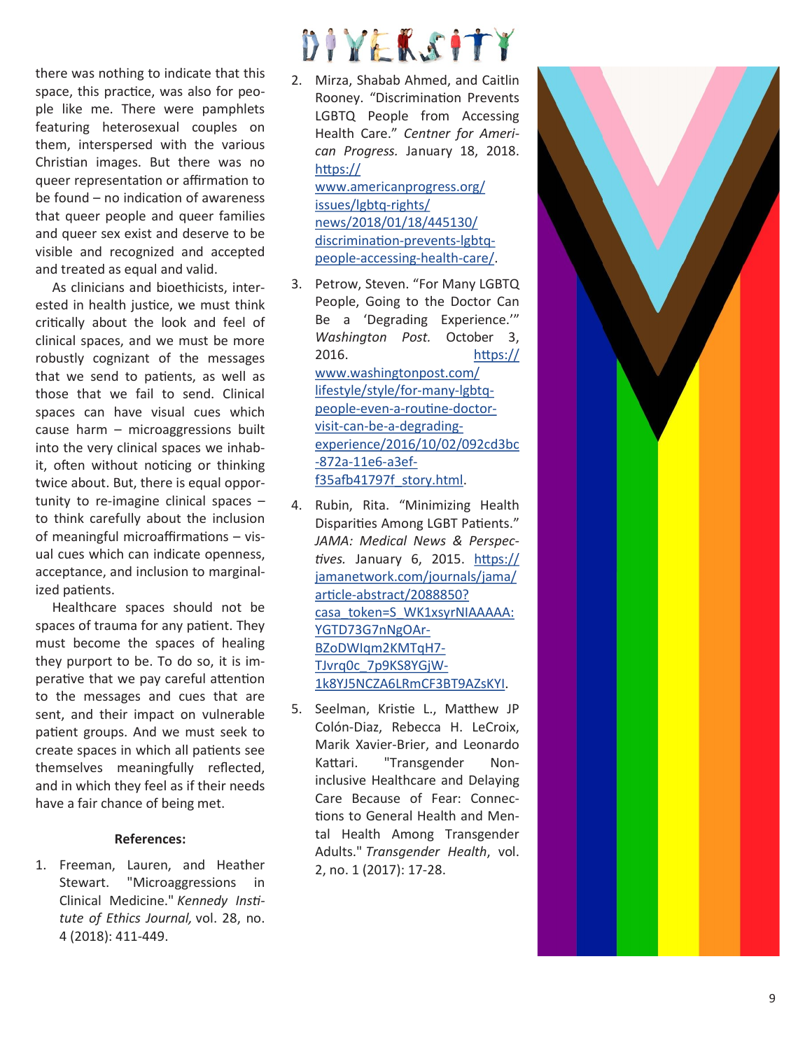there was nothing to indicate that this space, this practice, was also for people like me. There were pamphlets featuring heterosexual couples on them, interspersed with the various Christian images. But there was no queer representation or affirmation to be found – no indication of awareness that queer people and queer families and queer sex exist and deserve to be visible and recognized and accepted and treated as equal and valid.

As clinicians and bioethicists, interested in health justice, we must think critically about the look and feel of clinical spaces, and we must be more robustly cognizant of the messages that we send to patients, as well as those that we fail to send. Clinical spaces can have visual cues which cause harm – microaggressions built into the very clinical spaces we inhabit, often without noticing or thinking twice about. But, there is equal opportunity to re-imagine clinical spaces – to think carefully about the inclusion of meaningful microaffirmations – visual cues which can indicate openness, acceptance, and inclusion to marginalized patients.

Healthcare spaces should not be spaces of trauma for any patient. They must become the spaces of healing they purport to be. To do so, it is imperative that we pay careful attention to the messages and cues that are sent, and their impact on vulnerable patient groups. And we must seek to create spaces in which all patients see themselves meaningfully reflected, and in which they feel as if their needs have a fair chance of being met.

**References:**

1. Freeman, Lauren, and Heather Stewart. "Microaggressions in Clinical Medicine." *Kennedy Institute of Ethics Journal,* vol. 28, no. 4 (2018): 411-449.
2. Mirza, Shabab Ahmed, and Caitlin Rooney. "Discrimination Prevents LGBTQ People from Accessing Health Care." *Centner for American Progress.* January 18, 2018. https://www.americanprogress.org/issues/lgbtq-rights/news/2018/01/18/445130/discrimination-prevents-lgbtq-people-accessing-health-care/.
3. Petrow, Steven. "For Many LGBTQ People, Going to the Doctor Can Be a 'Degrading Experience.'" *Washington Post.* October 3, 2016. https://www.washingtonpost.com/lifestyle/style/for-many-lgbtq-people-even-a-routine-doctor-visit-can-be-a-degrading-experience/2016/10/02/092cd3bc-872a-11e6-a3ef-f35afb41797f_story.html.
4. Rubin, Rita. "Minimizing Health Disparities Among LGBT Patients." *JAMA: Medical News & Perspectives.* January 6, 2015. https://jamanetwork.com/journals/jama/article-abstract/2088850?casa_token=S_WK1xsyrNIAAAAA:YGTD73G7nNgOAr-BZoDWIqm2KMTqH7-TJvrq0c_7p9KS8YGjW-1k8YJ5NCZA6LRmCF3BT9AZsKYI.
5. Seelman, Kristie L., Matthew JP Colón-Diaz, Rebecca H. LeCroix, Marik Xavier-Brier, and Leonardo Kattari. "Transgender Noninclusive Healthcare and Delaying Care Because of Fear: Connections to General Health and Mental Health Among Transgender Adults." *Transgender Health*, vol. 2, no. 1 (2017): 17-28.